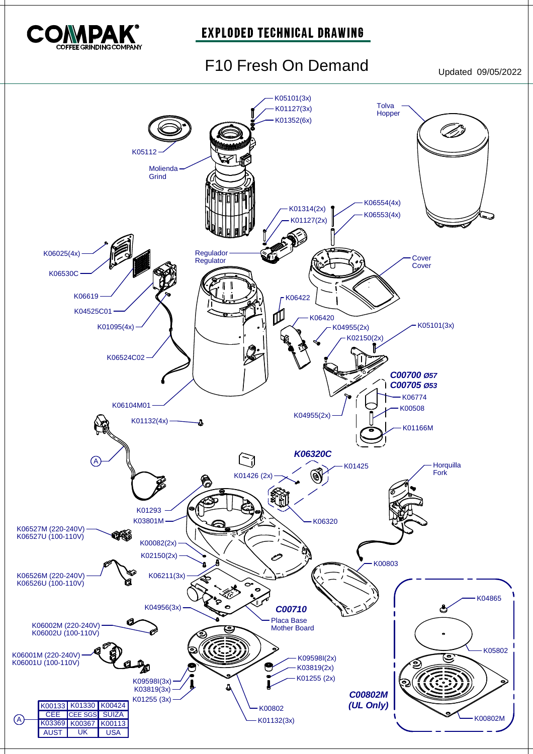COMPAK® COFFEE GRINDING COMPANY

# EXPLODED TECHNICAL DRAWING

## F10 Fresh On Demand

Updated 09/05/2022

K05101(3x)
K01127(3x)
K01352(6x)
K05112
Molienda
Grind
Tolva
Hopper
K01314(2x)
K01127(2x)
K06554(4x)
K06553(4x)
K06025(4x)
K06530C
Regulador
Regulator
Cover
Cover
K06619
K04525C01
K01095(4x)
K06422
K06420
K04955(2x)
K02150(2x)
K05101(3x)
K06524C02
*C00700 Ø57*
*C00705 Ø53*
K06774
K00508
K04955(2x)
K06104M01
K01132(4x)
K01166M
*K06320C*
A
K01426 (2x)
K01425
Horquilla
Fork
K01293
K03801M
K06320
K06527M (220-240V)
K06527U (100-110V)
K00082(2x)
K02150(2x)
K00803
K06526M (220-240V)
K06526U (100-110V)
K06211(3x)
K04865
K04956(3x)
*C00710*
Placa Base
Mother Board
K06002M (220-240V)
K06002U (100-110V)
K06001M (220-240V)
K06001U (100-110V)
K09598I(2x)
K03819(2x)
K01255 (2x)
K05802
K09598I(3x)
K03819(3x)
K01255 (3x)
*C00802M*
*(UL Only)*
K00802
K01132(3x)
K00802M

A

| K00133 | K01330 | K00424 |
|---|---|---|
| CEE | CEE SGS | SUIZA |
| K03369 | K00367 | K00113 |
| AUST | UK | USA |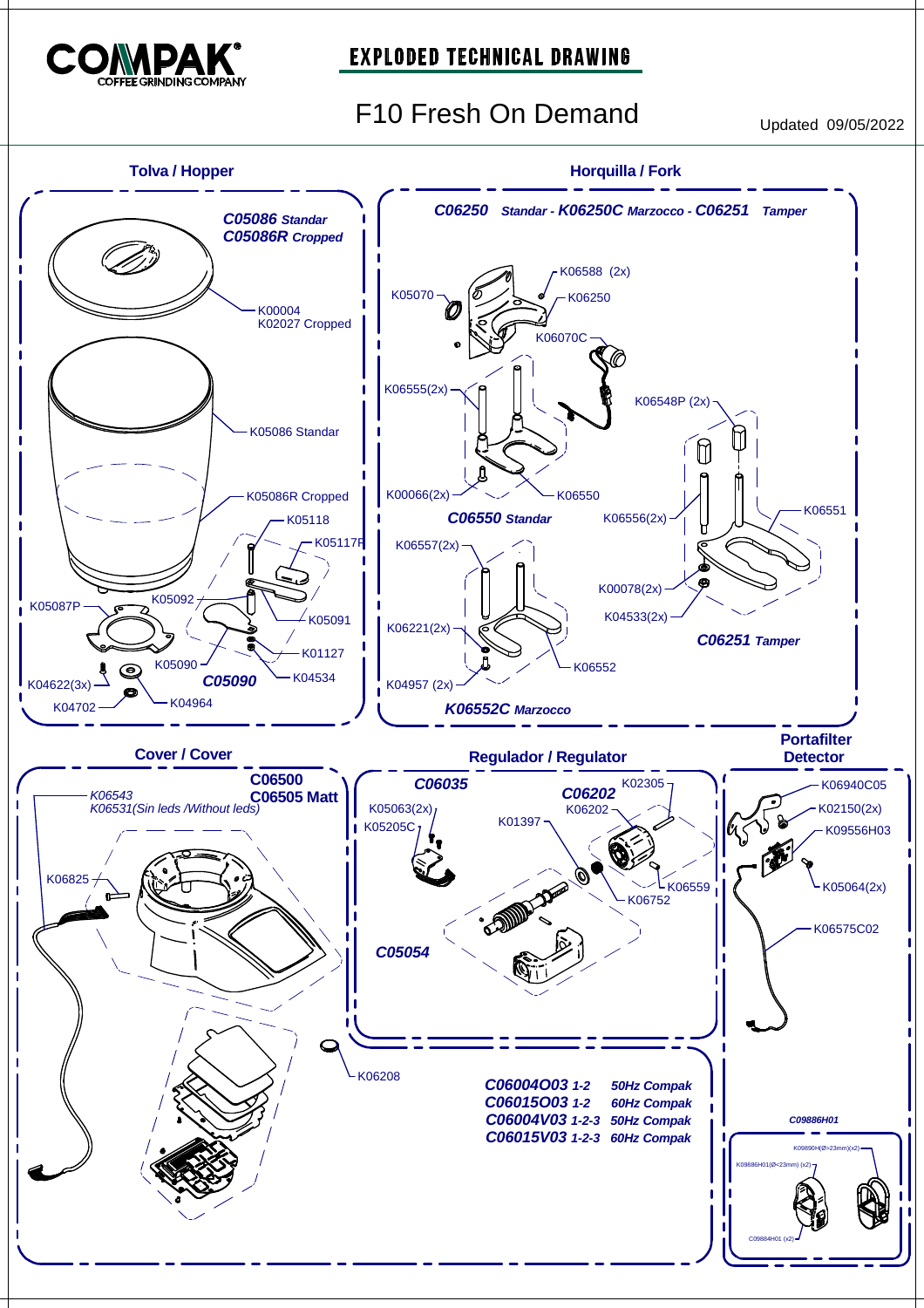# EXPLODED TECHNICAL DRAWING

## F10 Fresh On Demand

Updated 09/05/2022

### Tolva / Hopper

***C05086*** ***Standar***
***C05086R*** ***Cropped***

- K00004
- K02027 Cropped
- K05086 Standar
- K05086R Cropped
- K05118
- K05117P
- K05087P
- K05092
- K05091
- K01127
- K05090
- ***C05090***
- K04534
- K04622(3x)
- K04702
- K04964

### Horquilla / Fork

***C06250*** ***Standar*** - ***K06250C*** ***Marzocco*** - ***C06251*** ***Tamper***

- K06588 (2x)
- K05070
- K06250
- K06070C
- K06555(2x)
- K06548P (2x)
- K00066(2x)
- K06550
- ***C06550*** ***Standar***
- K06556(2x)
- K06551
- K06557(2x)
- K00078(2x)
- K04533(2x)
- ***C06251*** ***Tamper***
- K06221(2x)
- K06552
- K04957 (2x)
- ***K06552C*** ***Marzocco***

### Cover / Cover

**C06500**
**C06505 Matt**

- *K06543*
- *K06531(Sin leds /Without leds)*
- K06825
- K06208

### Regulador / Regulator

- ***C06035***
- ***C06202***
- K02305
- K05063(2x)
- K06202
- K05205C
- K01397
- K06559
- K06752
- ***C05054***

***C06004O03*** ***1-2*** ***50Hz Compak***
***C06015O03*** ***1-2*** ***60Hz Compak***
***C06004V03*** ***1-2-3*** ***50Hz Compak***
***C06015V03*** ***1-2-3*** ***60Hz Compak***

### Portafilter Detector

- K06940C05
- K02150(2x)
- K09556H03
- K05064(2x)
- K06575C02

***C09886H01***

- K09890H(Ø>23mm)(x2)
- K09886H01(Ø<23mm) (x2)
- C09884H01 (x2)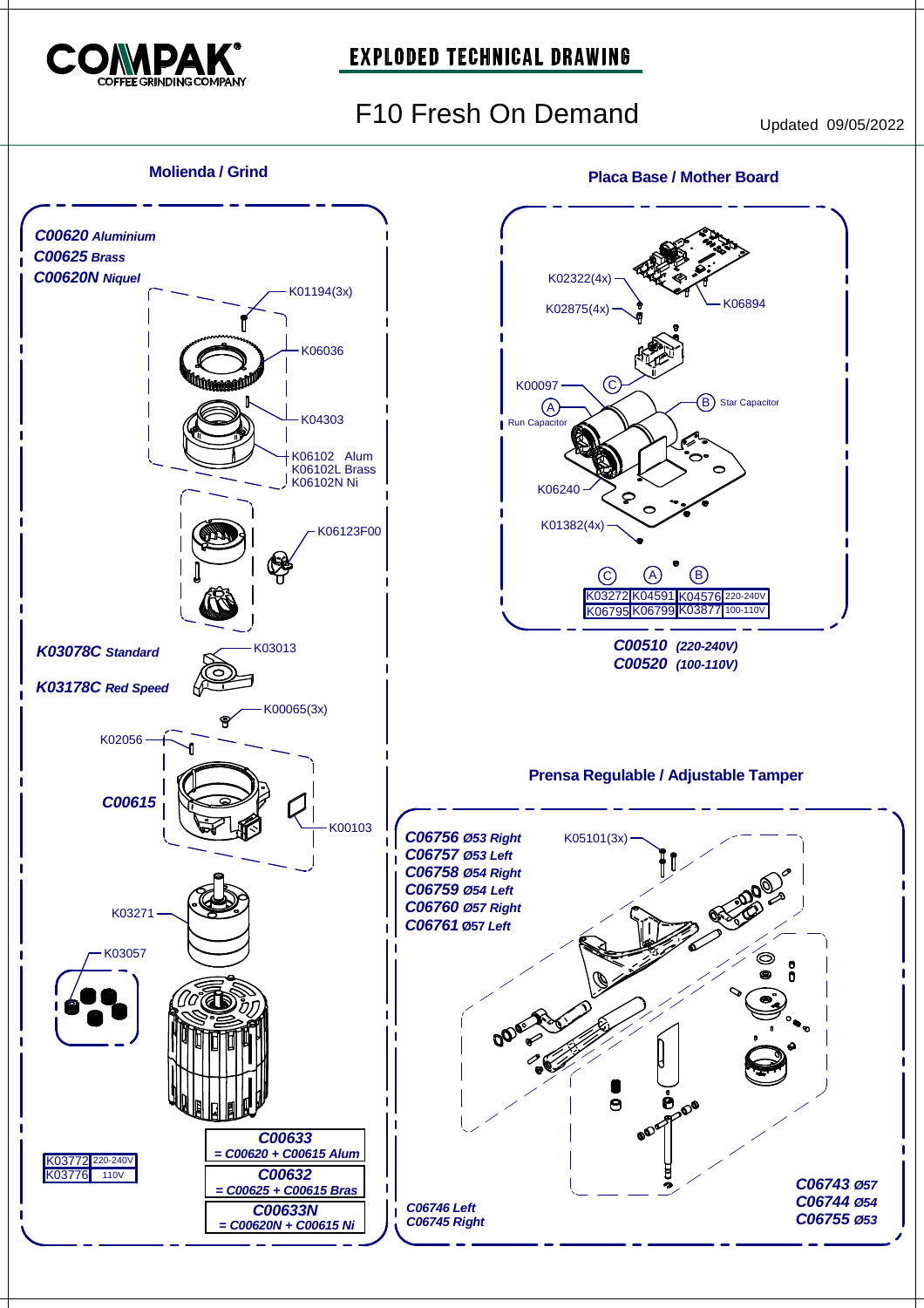# EXPLODED TECHNICAL DRAWING

## F10 Fresh On Demand

Updated 09/05/2022

### Molienda / Grind

***C00620** Aluminium*
***C00625** Brass*
***C00620N** Niquel*

K01194(3x)
K06036
K04303
K06102 Alum
K06102L Brass
K06102N Ni
K06123F00

***K03078C** Standard*
***K03178C** Red Speed*

K03013
K00065(3x)
K02056

***C00615***

K00103
K03271
K03057

| | |
|---|---|
| K03772 | 220-240V |
| K03776 | 110V |

***C00633***
***= C00620 + C00615 Alum***

***C00632***
***= C00625 + C00615 Bras***

***C00633N***
***= C00620N + C00615 Ni***

### Placa Base / Mother Board

K02322(4x)
K02875(4x)
K06894
K00097
(C)
(A) Run Capacitor
(B) Star Capacitor
K06240
K01382(4x)

| (C) | (A) | (B) | |
|---|---|---|---|
| K03272 | K04591 | K04576 | 220-240V |
| K06795 | K06799 | K03877 | 100-110V |

***C00510** (220-240V)*
***C00520** (100-110V)*

### Prensa Regulable / Adjustable Tamper

***C06756** Ø53 Right*
***C06757** Ø53 Left*
***C06758** Ø54 Right*
***C06759** Ø54 Left*
***C06760** Ø57 Right*
***C06761** Ø57 Left*

K05101(3x)

***C06746 Left***
***C06745 Right***

***C06743** Ø57*
***C06744** Ø54*
***C06755** Ø53*